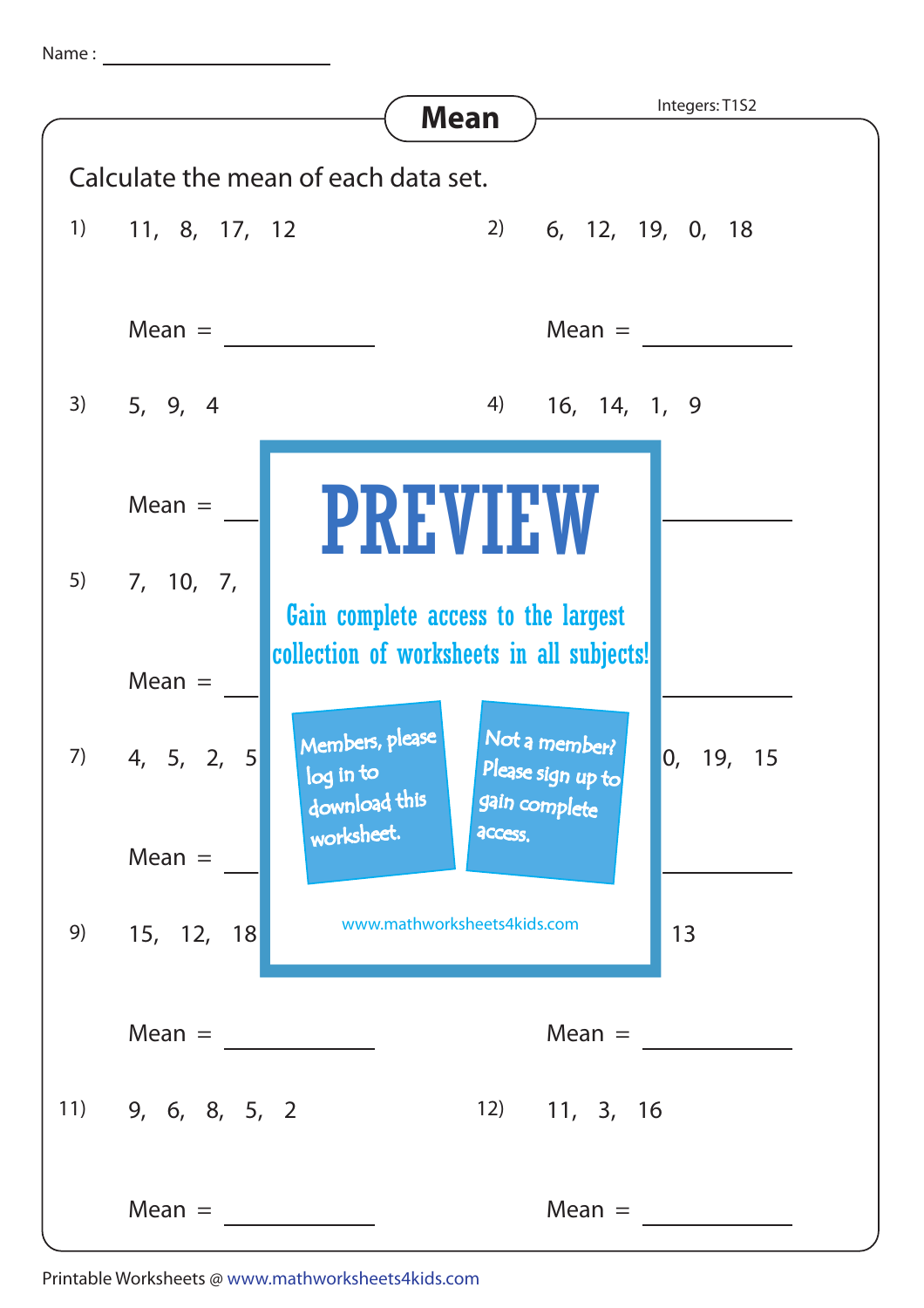Name : ______________

# Mean

Integers: T1S2

Calculate the mean of each data set.

1) 11, 8, 17, 12

Mean = __________

2) 6, 12, 19, 0, 18

Mean = __________

3) 5, 9, 4

Mean = __________

4) 16, 14, 1, 9

Mean = __________

5) 7, 10, 7,

Mean = __________

6)

Mean = __________

7) 4, 5, 2, 5

Mean = __________

8) 0, 19, 15

Mean = __________

9) 15, 12, 18

Mean = __________

10) 13

Mean = __________

11) 9, 6, 8, 5, 2

Mean = __________

12) 11, 3, 16

Mean = __________

PREVIEW

Gain complete access to the largest collection of worksheets in all subjects!

Members, please log in to download this worksheet.

Not a member? Please sign up to gain complete access.

www.mathworksheets4kids.com

Printable Worksheets @ www.mathworksheets4kids.com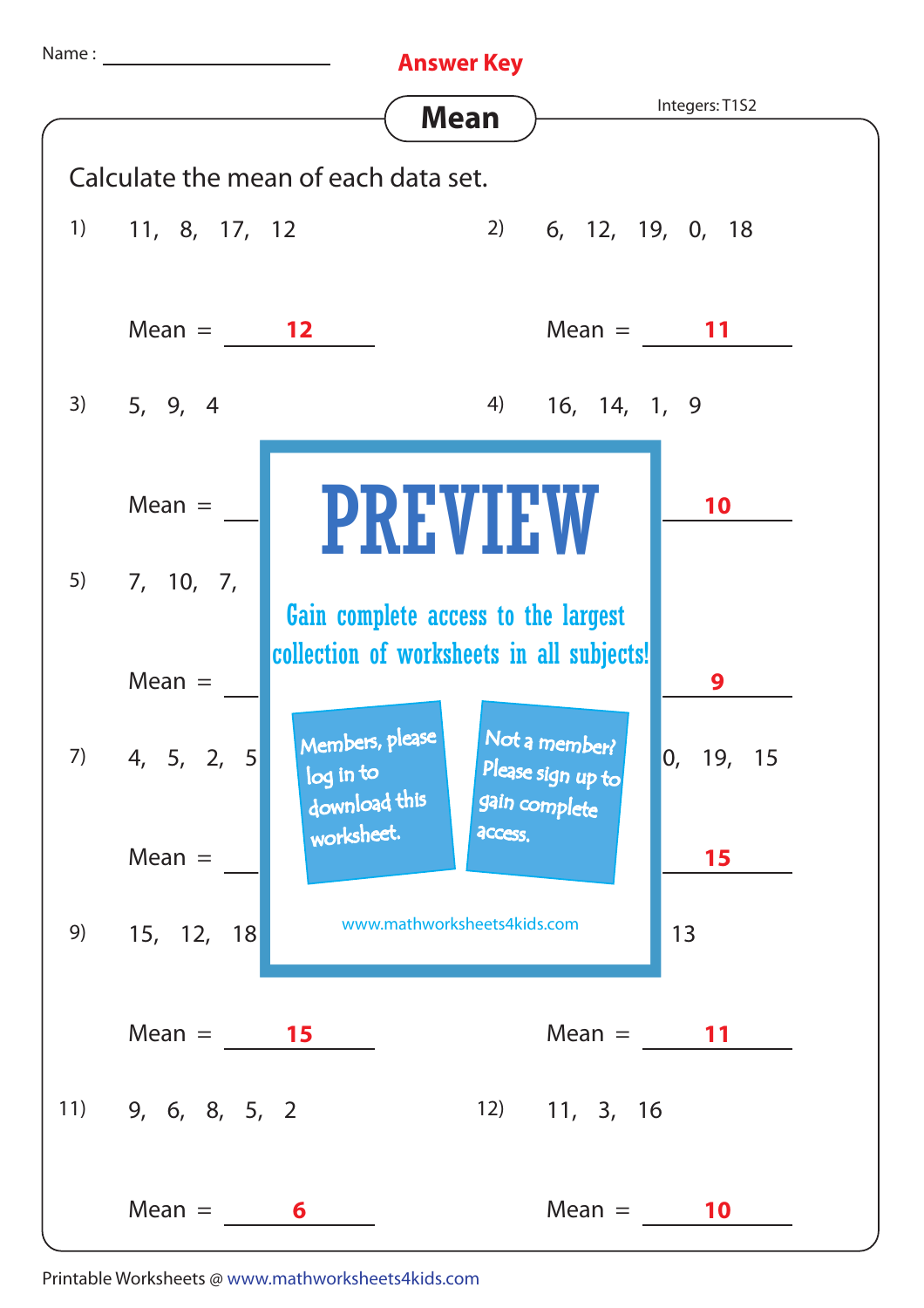Name : ____________________

**Answer Key**

# Mean

Integers: T1S2

Calculate the mean of each data set.

1) 11, 8, 17, 12

Mean = **12**

2) 6, 12, 19, 0, 18

Mean = **11**

3) 5, 9, 4

Mean = 

4) 16, 14, 1, 9

Mean = **10**

5) 7, 10, 7,

Mean = 

6)

Mean = **9**

7) 4, 5, 2, 5

Mean = 

8) 0, 19, 15

Mean = **15**

9) 15, 12, 18

Mean = **15**

10) 13

Mean = **11**

11) 9, 6, 8, 5, 2

Mean = **6**

12) 11, 3, 16

Mean = **10**

PREVIEW

Gain complete access to the largest collection of worksheets in all subjects!

Members, please log in to download this worksheet.

Not a member? Please sign up to gain complete access.

www.mathworksheets4kids.com

Printable Worksheets @ www.mathworksheets4kids.com